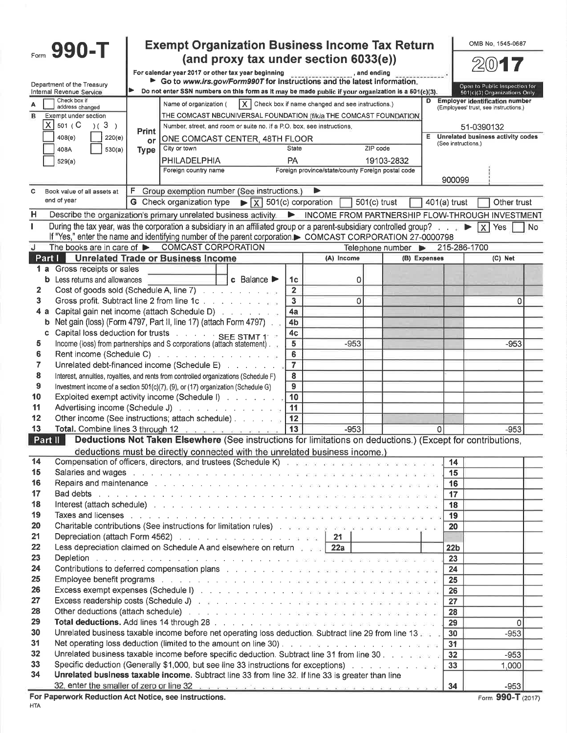# Form 990-T

## Exempt Organization Business Income Tax Return (and proxy tax under section 6033(e))

OMB No. 1545-0687

**2017**

Department of the Treasury
Internal Revenue Service

For calendar year 2017 or other tax year beginning __________, and ending __________.

▶ Go to www.irs.gov/Form990T for instructions and the latest information.

▶ Do not enter SSN numbers on this form as it may be made public if your organization is a 501(c)(3).

Open to Public Inspection for 501(c)(3) Organizations Only

**A** [ ] Check box if address changed

**B** Exempt under section
[X] 501 ( C ) ( 3 )
[ ] 408(e) [ ] 220(e)
[ ] 408A [ ] 530(a)
[ ] 529(a)

**Print or Type**

Name of organization ( [X] Check box if name changed and see instructions.)
THE COMCAST NBCUNIVERSAL FOUNDATION (f/k/a THE COMCAST FOUNDATION

Number, street, and room or suite no. If a P.O. box, see instructions.
ONE COMCAST CENTER, 48TH FLOOR

City or town: PHILADELPHIA | State: PA | ZIP code: 19103-2832

Foreign country name | Foreign province/state/county | Foreign postal code

**D** Employer identification number (Employees' trust, see instructions.)
51-0390132

**E** Unrelated business activity codes (See instructions.)
900099

**C** Book value of all assets at end of year

**F** Group exemption number (See instructions.) ▶

**G** Check organization type ▶ [X] 501(c) corporation [ ] 501(c) trust [ ] 401(a) trust [ ] Other trust

**H** Describe the organization's primary unrelated business activity. ▶ INCOME FROM PARTNERSHIP FLOW-THROUGH INVESTMENT

**I** During the tax year, was the corporation a subsidiary in an affiliated group or a parent-subsidiary controlled group? ▶ [X] Yes [ ] No
If "Yes," enter the name and identifying number of the parent corporation. ▶ COMCAST CORPORATION 27-0000798

**J** The books are in care of ▶ COMCAST CORPORATION Telephone number ▶ 215-286-1700

### Part I Unrelated Trade or Business Income

| | | Line | (A) Income | (B) Expenses | (C) Net |
|---|---|---|---|---|---|
| 1 a | Gross receipts or sales | | | | |
| b | Less returns and allowances c Balance ▶ | 1c | 0 | | |
| 2 | Cost of goods sold (Schedule A, line 7) | 2 | | | |
| 3 | Gross profit. Subtract line 2 from line 1c | 3 | 0 | | 0 |
| 4 a | Capital gain net income (attach Schedule D) | 4a | | | |
| b | Net gain (loss) (Form 4797, Part II, line 17) (attach Form 4797) | 4b | | | |
| c | Capital loss deduction for trusts SEE STMT 1 | 4c | | | |
| 5 | Income (loss) from partnerships and S corporations (attach statement) | 5 | -953 | | -953 |
| 6 | Rent income (Schedule C) | 6 | | | |
| 7 | Unrelated debt-financed income (Schedule E) | 7 | | | |
| 8 | Interest, annuities, royalties, and rents from controlled organizations (Schedule F) | 8 | | | |
| 9 | Investment income of a section 501(c)(7), (9), or (17) organization (Schedule G) | 9 | | | |
| 10 | Exploited exempt activity income (Schedule I) | 10 | | | |
| 11 | Advertising income (Schedule J) | 11 | | | |
| 12 | Other income (See instructions; attach schedule) | 12 | | | |
| 13 | **Total.** Combine lines 3 through 12 | 13 | -953 | 0 | -953 |

### Part II Deductions Not Taken Elsewhere (See instructions for limitations on deductions.) (Except for contributions, deductions must be directly connected with the unrelated business income.)

| | | Line | Amount |
|---|---|---|---|
| 14 | Compensation of officers, directors, and trustees (Schedule K) | 14 | |
| 15 | Salaries and wages | 15 | |
| 16 | Repairs and maintenance | 16 | |
| 17 | Bad debts | 17 | |
| 18 | Interest (attach schedule) | 18 | |
| 19 | Taxes and licenses | 19 | |
| 20 | Charitable contributions (See instructions for limitation rules) | 20 | |
| 21 | Depreciation (attach Form 4562) — 21 | | |
| 22 | Less depreciation claimed on Schedule A and elsewhere on return — 22a | 22b | |
| 23 | Depletion | 23 | |
| 24 | Contributions to deferred compensation plans | 24 | |
| 25 | Employee benefit programs | 25 | |
| 26 | Excess exempt expenses (Schedule I) | 26 | |
| 27 | Excess readership costs (Schedule J) | 27 | |
| 28 | Other deductions (attach schedule) | 28 | |
| 29 | **Total deductions.** Add lines 14 through 28 | 29 | 0 |
| 30 | Unrelated business taxable income before net operating loss deduction. Subtract line 29 from line 13 | 30 | -953 |
| 31 | Net operating loss deduction (limited to the amount on line 30) | 31 | |
| 32 | Unrelated business taxable income before specific deduction. Subtract line 31 from line 30 | 32 | -953 |
| 33 | Specific deduction (Generally $1,000, but see line 33 instructions for exceptions) | 33 | 1,000 |
| 34 | **Unrelated business taxable income.** Subtract line 33 from line 32. If line 33 is greater than line 32, enter the smaller of zero or line 32 | 34 | -953 |

For Paperwork Reduction Act Notice, see instructions.

HTA

Form **990-T** (2017)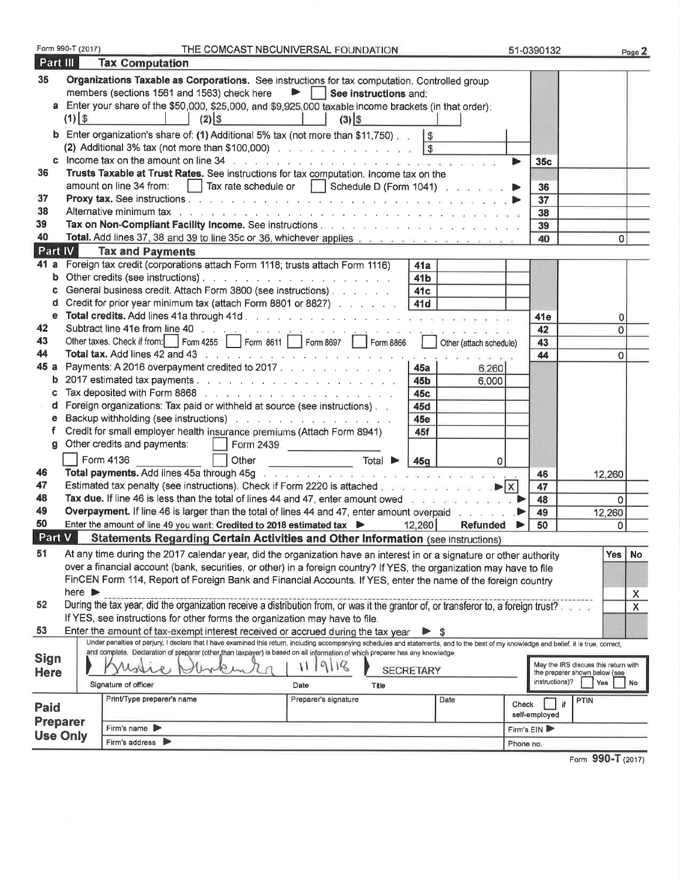Form 990-T (2017) THE COMCAST NBCUNIVERSAL FOUNDATION 51-0390132 Page 2

## Part III Tax Computation

| Line | Description | | | Ref | Amount |
|---|---|---|---|---|---|
| 35 | **Organizations Taxable as Corporations.** See instructions for tax computation. Controlled group members (sections 1561 and 1563) check here ▶ ☐ **See instructions** and: | | | | |
| a | Enter your share of the $50,000, $25,000, and $9,925,000 taxable income brackets (in that order): (1) $ (2) $ (3) $ | | | | |
| b | Enter organization's share of: (1) Additional 5% tax (not more than $11,750) | $ | | | |
| | (2) Additional 3% tax (not more than $100,000) | $ | | | |
| c | Income tax on the amount on line 34 ▶ | | | 35c | |
| 36 | **Trusts Taxable at Trust Rates.** See instructions for tax computation. Income tax on the amount on line 34 from: ☐ Tax rate schedule or ☐ Schedule D (Form 1041) ▶ | | | 36 | |
| 37 | **Proxy tax.** See instructions ▶ | | | 37 | |
| 38 | Alternative minimum tax | | | 38 | |
| 39 | **Tax on Non-Compliant Facility Income.** See instructions | | | 39 | |
| 40 | **Total.** Add lines 37, 38 and 39 to line 35c or 36, whichever applies | | | 40 | 0 |

## Part IV Tax and Payments

| Line | Description | Ref | Amount | Ref | Amount |
|---|---|---|---|---|---|
| 41 a | Foreign tax credit (corporations attach Form 1118; trusts attach Form 1116) | 41a | | | |
| b | Other credits (see instructions) | 41b | | | |
| c | General business credit. Attach Form 3800 (see instructions) | 41c | | | |
| d | Credit for prior year minimum tax (attach Form 8801 or 8827) | 41d | | | |
| e | **Total credits.** Add lines 41a through 41d | | | 41e | 0 |
| 42 | Subtract line 41e from line 40 | | | 42 | 0 |
| 43 | Other taxes. Check if from: ☐ Form 4255 ☐ Form 8611 ☐ Form 8697 ☐ Form 8866 ☐ Other (attach schedule) | | | 43 | |
| 44 | **Total tax.** Add lines 42 and 43 | | | 44 | 0 |
| 45 a | Payments: A 2016 overpayment credited to 2017 | 45a | 6,260 | | |
| b | 2017 estimated tax payments | 45b | 6,000 | | |
| c | Tax deposited with Form 8868 | 45c | | | |
| d | Foreign organizations: Tax paid or withheld at source (see instructions) | 45d | | | |
| e | Backup withholding (see instructions) | 45e | | | |
| f | Credit for small employer health insurance premiums (Attach Form 8941) | 45f | | | |
| g | Other credits and payments: ☐ Form 2439 ☐ Form 4136 ☐ Other Total ▶ | 45g | 0 | | |
| 46 | **Total payments.** Add lines 45a through 45g | | | 46 | 12,260 |
| 47 | Estimated tax penalty (see instructions). Check if Form 2220 is attached ▶ ☒ | | | 47 | |
| 48 | **Tax due.** If line 46 is less than the total of lines 44 and 47, enter amount owed ▶ | | | 48 | 0 |
| 49 | **Overpayment.** If line 46 is larger than the total of lines 44 and 47, enter amount overpaid ▶ | | | 49 | 12,260 |
| 50 | Enter the amount of line 49 you want: **Credited to 2018 estimated tax** ▶ 12,260 **Refunded** ▶ | | | 50 | 0 |

## Part V Statements Regarding Certain Activities and Other Information (see instructions)

| Line | Question | Yes | No |
|---|---|---|---|
| 51 | At any time during the 2017 calendar year, did the organization have an interest in or a signature or other authority over a financial account (bank, securities, or other) in a foreign country? If YES, the organization may have to file FinCEN Form 114, Report of Foreign Bank and Financial Accounts. If YES, enter the name of the foreign country here ▶ | | X |
| 52 | During the tax year, did the organization receive a distribution from, or was it the grantor of, or transferor to, a foreign trust? If YES, see instructions for other forms the organization may have to file. | | X |
| 53 | Enter the amount of tax-exempt interest received or accrued during the tax year ▶ $ | | |

**Sign Here**

Under penalties of perjury, I declare that I have examined this return, including accompanying schedules and statements, and to the best of my knowledge and belief, it is true, correct, and complete. Declaration of preparer (other than taxpayer) is based on all information of which preparer has any knowledge.

| Signature of officer | Date | Title |
|---|---|---|
| Kristie Dunker | 11/9/18 | SECRETARY |

May the IRS discuss this return with the preparer shown below (see instructions)? ☐ Yes ☐ No

**Paid Preparer Use Only**

| Print/Type preparer's name | Preparer's signature | Date | Check ☐ if self-employed | PTIN |
|---|---|---|---|---|
| | | | | |
| Firm's name ▶ | | | Firm's EIN ▶ | |
| Firm's address ▶ | | | Phone no. | |

Form **990-T** (2017)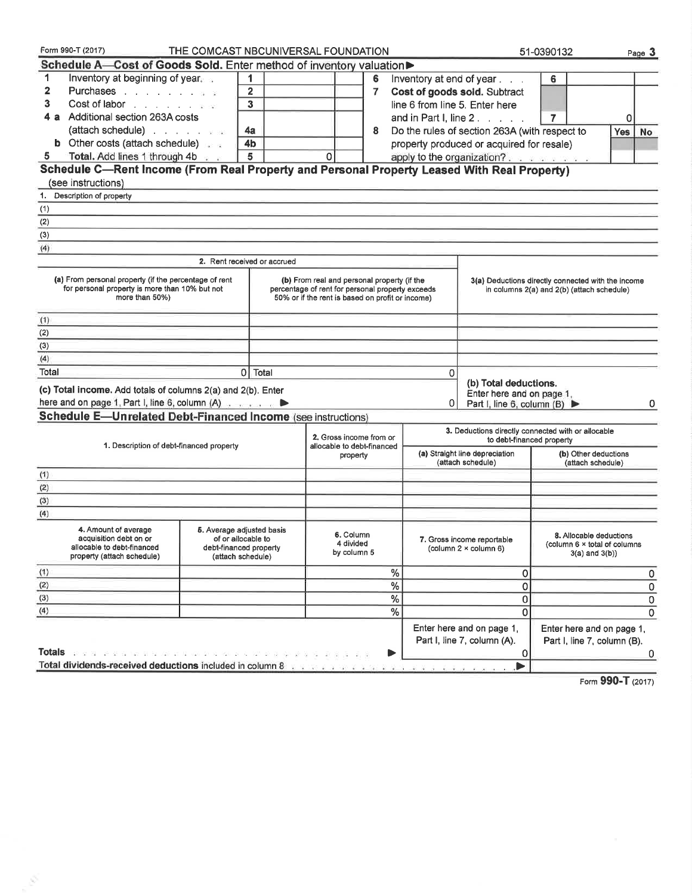Form 990-T (2017) THE COMCAST NBCUNIVERSAL FOUNDATION 51-0390132

## Schedule A—Cost of Goods Sold. Enter method of inventory valuation ▶

| | | | | | | | |
|---|---|---|---|---|---|---|---|
| 1 | Inventory at beginning of year | 1 | | 6 | Inventory at end of year | 6 | |
| 2 | Purchases | 2 | | 7 | **Cost of goods sold.** Subtract line 6 from line 5. Enter here and in Part I, line 2 | 7 | 0 |
| 3 | Cost of labor | 3 | | | | | |
| 4 a | Additional section 263A costs (attach schedule) | 4a | | 8 | Do the rules of section 263A (with respect to property produced or acquired for resale) apply to the organization? | Yes | No |
| b | Other costs (attach schedule) | 4b | | | | | |
| 5 | **Total.** Add lines 1 through 4b | 5 | 0 | | | | |

## Schedule C—Rent Income (From Real Property and Personal Property Leased With Real Property)

(see instructions)

1. Description of property

(1)

(2)

(3)

(4)

| | 2. Rent received or accrued | | |
|---|---|---|---|
| | (a) From personal property (if the percentage of rent for personal property is more than 10% but not more than 50%) | (b) From real and personal property (if the percentage of rent for personal property exceeds 50% or if the rent is based on profit or income) | 3(a) Deductions directly connected with the income in columns 2(a) and 2(b) (attach schedule) |
| (1) | | | |
| (2) | | | |
| (3) | | | |
| (4) | | | |
| Total | 0 | 0 | |

**(c) Total income.** Add totals of columns 2(a) and 2(b). Enter here and on page 1, Part I, line 6, column (A) ▶ 0

**(b) Total deductions.** Enter here and on page 1, Part I, line 6, column (B) ▶ 0

## Schedule E—Unrelated Debt-Financed Income (see instructions)

| | 1. Description of debt-financed property | 2. Gross income from or allocable to debt-financed property | 3. Deductions directly connected with or allocable to debt-financed property (a) Straight line depreciation (attach schedule) | (b) Other deductions (attach schedule) |
|---|---|---|---|---|
| (1) | | | | |
| (2) | | | | |
| (3) | | | | |
| (4) | | | | |

| | 4. Amount of average acquisition debt on or allocable to debt-financed property (attach schedule) | 5. Average adjusted basis of or allocable to debt-financed property (attach schedule) | 6. Column 4 divided by column 5 | 7. Gross income reportable (column 2 × column 6) | 8. Allocable deductions (column 6 × total of columns 3(a) and 3(b)) |
|---|---|---|---|---|---|
| (1) | | | % | 0 | 0 |
| (2) | | | % | 0 | 0 |
| (3) | | | % | 0 | 0 |
| (4) | | | % | 0 | 0 |
| | | | | Enter here and on page 1, Part I, line 7, column (A). | Enter here and on page 1, Part I, line 7, column (B). |
| **Totals** | | | ▶ | 0 | 0 |
| **Total dividends-received deductions** included in column 8 | | | | ▶ | |

Form **990-T** (2017)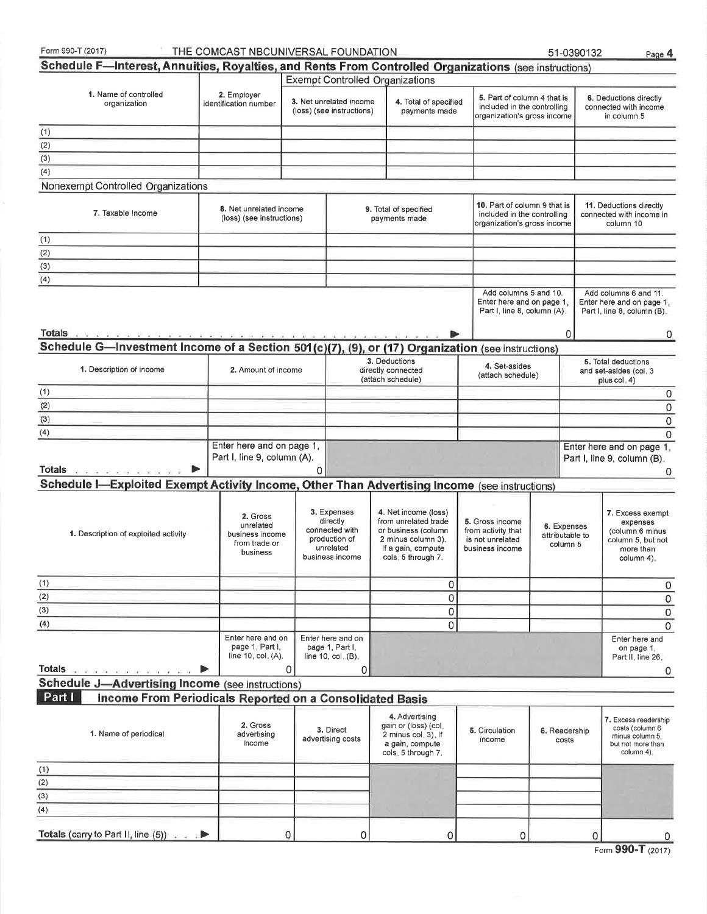Form 990-T (2017) THE COMCAST NBCUNIVERSAL FOUNDATION 51-0390132 Page 4

## Schedule F—Interest, Annuities, Royalties, and Rents From Controlled Organizations (see instructions)

| | | Exempt Controlled Organizations | | | |
|---|---|---|---|---|---|
| 1. Name of controlled organization | 2. Employer identification number | 3. Net unrelated income (loss) (see instructions) | 4. Total of specified payments made | 5. Part of column 4 that is included in the controlling organization's gross income | 6. Deductions directly connected with income in column 5 |
| (1) | | | | | |
| (2) | | | | | |
| (3) | | | | | |
| (4) | | | | | |

Nonexempt Controlled Organizations

| 7. Taxable Income | 8. Net unrelated income (loss) (see instructions) | 9. Total of specified payments made | 10. Part of column 9 that is included in the controlling organization's gross income | 11. Deductions directly connected with income in column 10 |
|---|---|---|---|---|
| (1) | | | | |
| (2) | | | | |
| (3) | | | | |
| (4) | | | | |
| | | | Add columns 5 and 10. Enter here and on page 1, Part I, line 8, column (A). | Add columns 6 and 11. Enter here and on page 1, Part I, line 8, column (B). |
| Totals ▶ | | | 0 | 0 |

## Schedule G—Investment Income of a Section 501(c)(7), (9), or (17) Organization (see instructions)

| 1. Description of income | 2. Amount of income | 3. Deductions directly connected (attach schedule) | 4. Set-asides (attach schedule) | 5. Total deductions and set-asides (col. 3 plus col. 4) |
|---|---|---|---|---|
| (1) | | | | 0 |
| (2) | | | | 0 |
| (3) | | | | 0 |
| (4) | | | | 0 |
| | Enter here and on page 1, Part I, line 9, column (A). | | | Enter here and on page 1, Part I, line 9, column (B). |
| Totals ▶ | 0 | | | 0 |

## Schedule I—Exploited Exempt Activity Income, Other Than Advertising Income (see instructions)

| 1. Description of exploited activity | 2. Gross unrelated business income from trade or business | 3. Expenses directly connected with production of unrelated business income | 4. Net income (loss) from unrelated trade or business (column 2 minus column 3). If a gain, compute cols. 5 through 7. | 5. Gross income from activity that is not unrelated business income | 6. Expenses attributable to column 5 | 7. Excess exempt expenses (column 6 minus column 5, but not more than column 4). |
|---|---|---|---|---|---|---|
| (1) | | | 0 | | | 0 |
| (2) | | | 0 | | | 0 |
| (3) | | | 0 | | | 0 |
| (4) | | | 0 | | | 0 |
| | Enter here and on page 1, Part I, line 10, col. (A). | Enter here and on page 1, Part I, line 10, col. (B). | | | | Enter here and on page 1, Part II, line 26. |
| Totals ▶ | 0 | 0 | | | | 0 |

## Schedule J—Advertising Income (see instructions)

### Part I Income From Periodicals Reported on a Consolidated Basis

| 1. Name of periodical | 2. Gross advertising income | 3. Direct advertising costs | 4. Advertising gain or (loss) (col. 2 minus col. 3). If a gain, compute cols. 5 through 7. | 5. Circulation income | 6. Readership costs | 7. Excess readership costs (column 6 minus column 5, but not more than column 4). |
|---|---|---|---|---|---|---|
| (1) | | | | | | |
| (2) | | | | | | |
| (3) | | | | | | |
| (4) | | | | | | |
| Totals (carry to Part II, line (5)) ▶ | 0 | 0 | 0 | 0 | 0 | 0 |

Form **990-T** (2017)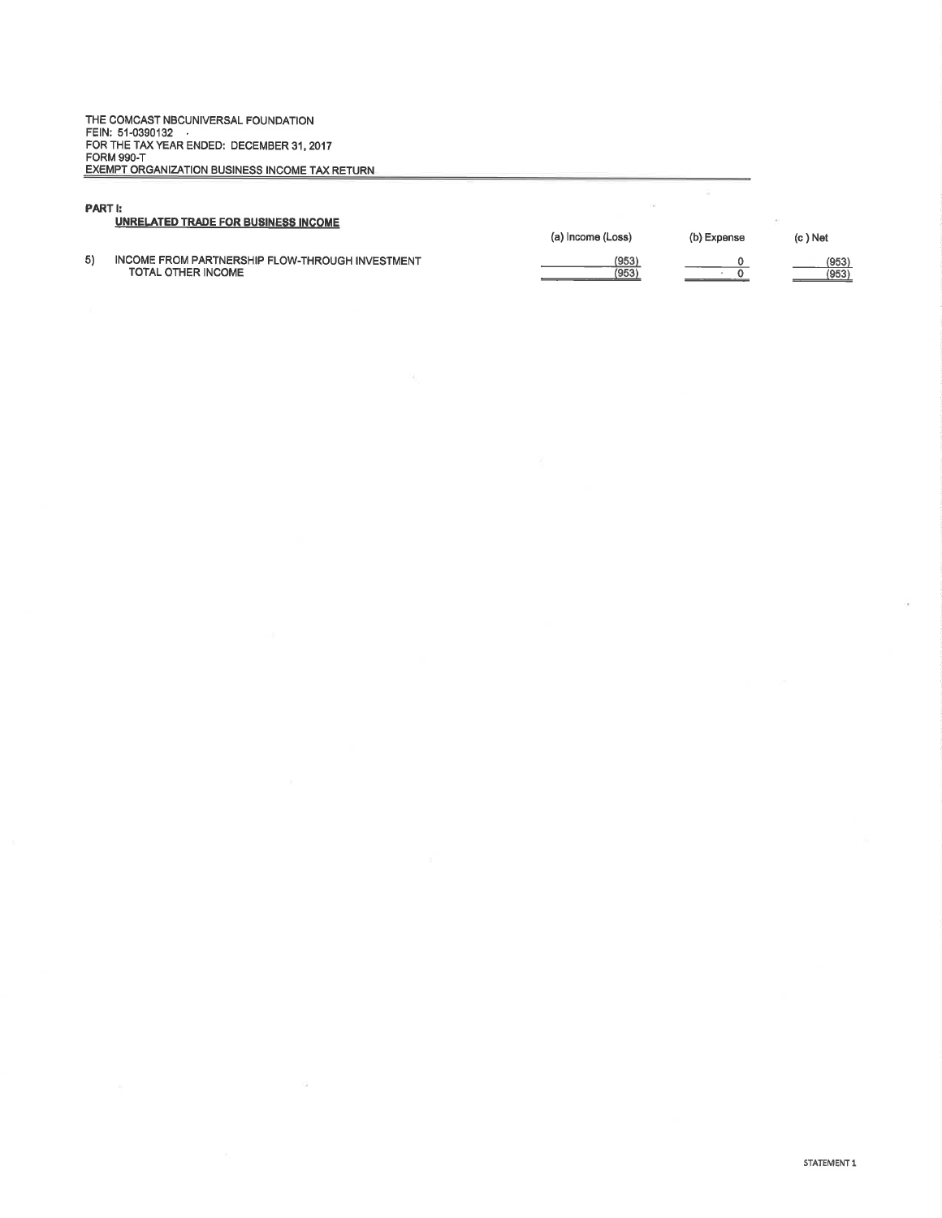THE COMCAST NBCUNIVERSAL FOUNDATION
FEIN: 51-0390132
FOR THE TAX YEAR ENDED: DECEMBER 31, 2017
FORM 990-T
EXEMPT ORGANIZATION BUSINESS INCOME TAX RETURN

**PART I:**

**UNRELATED TRADE FOR BUSINESS INCOME**

| | | (a) Income (Loss) | (b) Expense | (c) Net |
|---|---|---|---|---|
| 5) | INCOME FROM PARTNERSHIP FLOW-THROUGH INVESTMENT | (953) | 0 | (953) |
| | TOTAL OTHER INCOME | (953) | 0 | (953) |

STATEMENT 1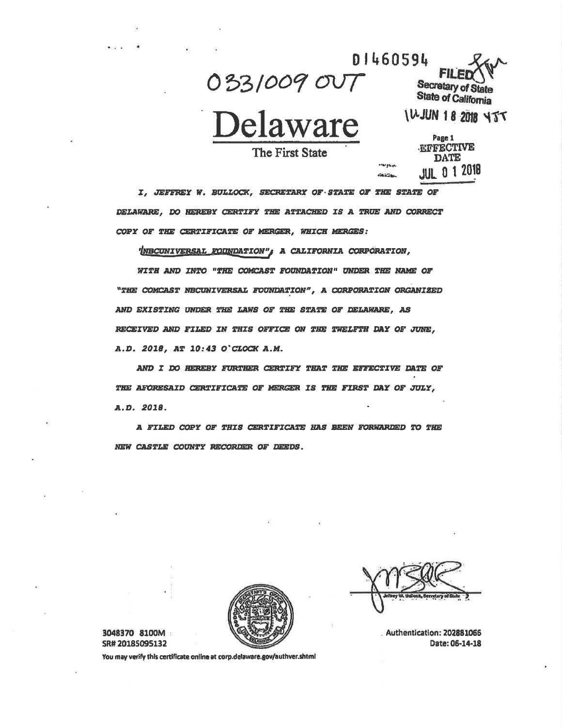D1460594

033/009 OUT

FILED
Secretary of State
State of California

JUN 18 2018

# Delaware

The First State

Page 1

EFFECTIVE DATE
JUL 01 2018

*I, JEFFREY W. BULLOCK, SECRETARY OF STATE OF THE STATE OF DELAWARE, DO HEREBY CERTIFY THE ATTACHED IS A TRUE AND CORRECT COPY OF THE CERTIFICATE OF MERGER, WHICH MERGES:*

*"NBCUNIVERSAL FOUNDATION", A CALIFORNIA CORPORATION,*

*WITH AND INTO "THE COMCAST FOUNDATION" UNDER THE NAME OF "THE COMCAST NBCUNIVERSAL FOUNDATION", A CORPORATION ORGANIZED AND EXISTING UNDER THE LAWS OF THE STATE OF DELAWARE, AS RECEIVED AND FILED IN THIS OFFICE ON THE TWELFTH DAY OF JUNE, A.D. 2018, AT 10:43 O'CLOCK A.M.*

*AND I DO HEREBY FURTHER CERTIFY THAT THE EFFECTIVE DATE OF THE AFORESAID CERTIFICATE OF MERGER IS THE FIRST DAY OF JULY, A.D. 2018.*

*A FILED COPY OF THIS CERTIFICATE HAS BEEN FORWARDED TO THE NEW CASTLE COUNTY RECORDER OF DEEDS.*

Jeffrey W. Bullock, Secretary of State

3048370 8100M
SR# 20185095132

Authentication: 202881066
Date: 06-14-18

You may verify this certificate online at corp.delaware.gov/authver.shtml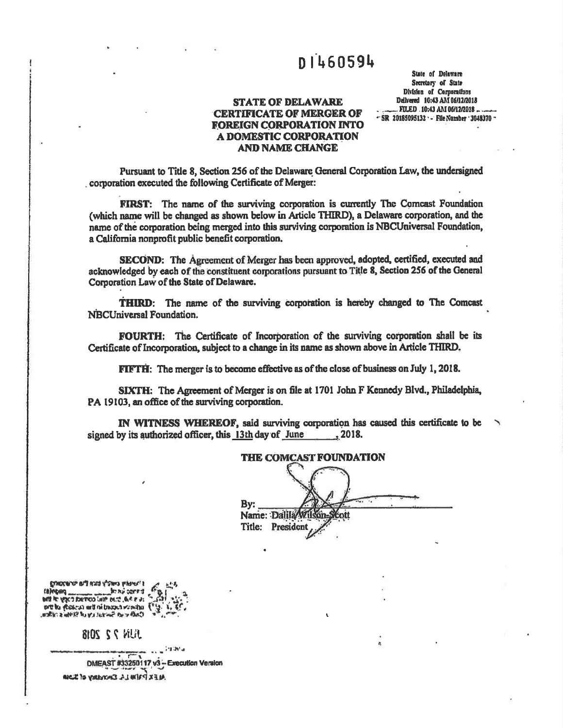D1460594

State of Delaware
Secretary of State
Division of Corporations
Delivered 10:43 AM 06/12/2018
FILED 10:43 AM 06/12/2018
SR 20185095132 - File Number 3048370

**STATE OF DELAWARE**
**CERTIFICATE OF MERGER OF FOREIGN CORPORATION INTO A DOMESTIC CORPORATION AND NAME CHANGE**

Pursuant to Title 8, Section 256 of the Delaware General Corporation Law, the undersigned corporation executed the following Certificate of Merger:

**FIRST**: The name of the surviving corporation is currently The Comcast Foundation (which name will be changed as shown below in Article THIRD), a Delaware corporation, and the name of the corporation being merged into this surviving corporation is NBCUniversal Foundation, a California nonprofit public benefit corporation.

**SECOND**: The Agreement of Merger has been approved, adopted, certified, executed and acknowledged by each of the constituent corporations pursuant to Title 8, Section 256 of the General Corporation Law of the State of Delaware.

**THIRD**: The name of the surviving corporation is hereby changed to The Comcast NBCUniversal Foundation.

**FOURTH**: The Certificate of Incorporation of the surviving corporation shall be its Certificate of Incorporation, subject to a change in its name as shown above in Article THIRD.

**FIFTH**: The merger is to become effective as of the close of business on July 1, 2018.

**SIXTH**: The Agreement of Merger is on file at 1701 John F Kennedy Blvd., Philadelphia, PA 19103, an office of the surviving corporation.

**IN WITNESS WHEREOF**, said surviving corporation has caused this certificate to be signed by its authorized officer, this 13th day of June, 2018.

**THE COMCAST FOUNDATION**

By: ______________________
Name: Dalila Wilson-Scott
Title: President

JUN 2 2 2018

DMEAST #33250117 v3 – Execution Version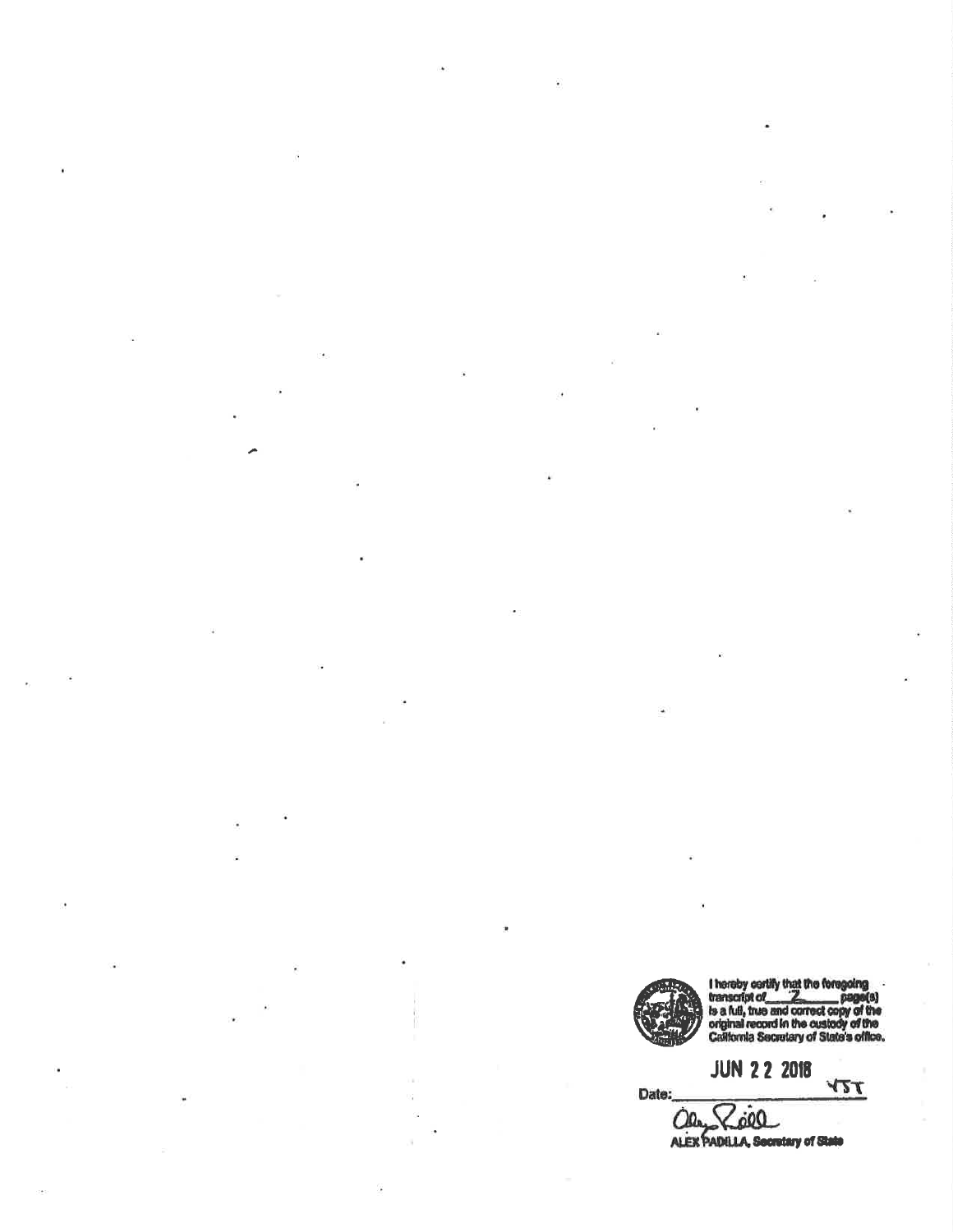I hereby certify that the foregoing transcript of 2 page(s) is a full, true and correct copy of the original record in the custody of the California Secretary of State's office.

Date: JUN 2 2 2018 YST

ALEX PADILLA, Secretary of State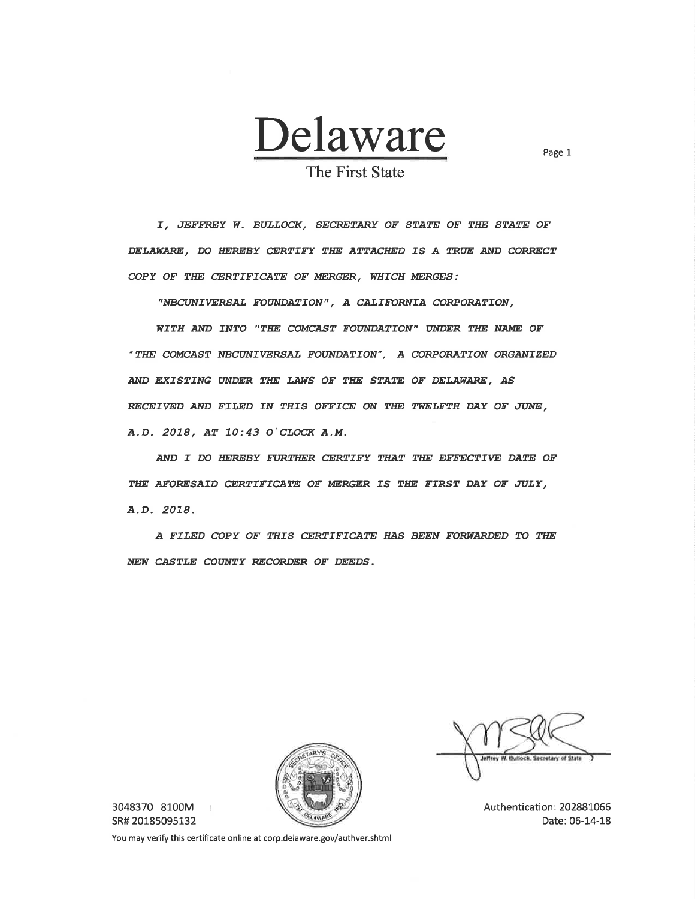# Delaware

The First State

*I, JEFFREY W. BULLOCK, SECRETARY OF STATE OF THE STATE OF DELAWARE, DO HEREBY CERTIFY THE ATTACHED IS A TRUE AND CORRECT COPY OF THE CERTIFICATE OF MERGER, WHICH MERGES:*

*"NBCUNIVERSAL FOUNDATION", A CALIFORNIA CORPORATION,*

*WITH AND INTO "THE COMCAST FOUNDATION" UNDER THE NAME OF "THE COMCAST NBCUNIVERSAL FOUNDATION", A CORPORATION ORGANIZED AND EXISTING UNDER THE LAWS OF THE STATE OF DELAWARE, AS RECEIVED AND FILED IN THIS OFFICE ON THE TWELFTH DAY OF JUNE, A.D. 2018, AT 10:43 O'CLOCK A.M.*

*AND I DO HEREBY FURTHER CERTIFY THAT THE EFFECTIVE DATE OF THE AFORESAID CERTIFICATE OF MERGER IS THE FIRST DAY OF JULY, A.D. 2018.*

*A FILED COPY OF THIS CERTIFICATE HAS BEEN FORWARDED TO THE NEW CASTLE COUNTY RECORDER OF DEEDS.*

Jeffrey W. Bullock, Secretary of State

3048370 8100M
SR# 20185095132

Authentication: 202881066
Date: 06-14-18

You may verify this certificate online at corp.delaware.gov/authver.shtml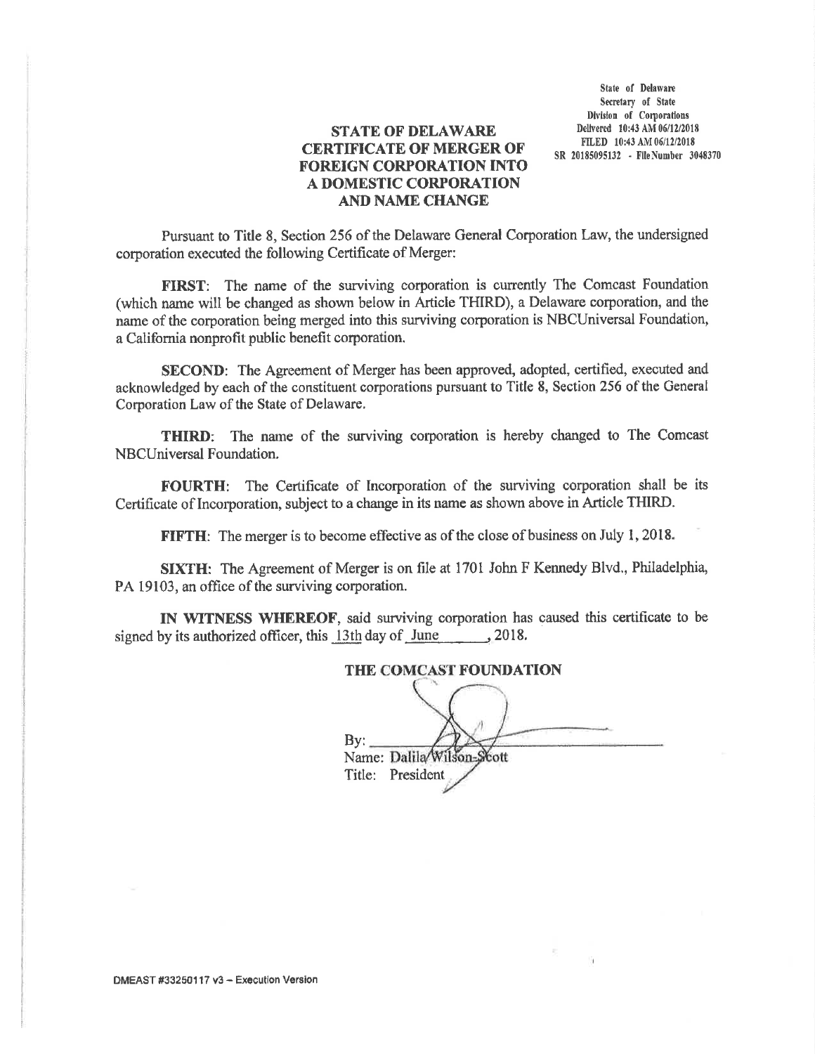State of Delaware
Secretary of State
Division of Corporations
Delivered 10:43 AM 06/12/2018
FILED 10:43 AM 06/12/2018
SR 20185095132 - File Number 3048370

# STATE OF DELAWARE CERTIFICATE OF MERGER OF FOREIGN CORPORATION INTO A DOMESTIC CORPORATION AND NAME CHANGE

Pursuant to Title 8, Section 256 of the Delaware General Corporation Law, the undersigned corporation executed the following Certificate of Merger:

**FIRST**: The name of the surviving corporation is currently The Comcast Foundation (which name will be changed as shown below in Article THIRD), a Delaware corporation, and the name of the corporation being merged into this surviving corporation is NBCUniversal Foundation, a California nonprofit public benefit corporation.

**SECOND**: The Agreement of Merger has been approved, adopted, certified, executed and acknowledged by each of the constituent corporations pursuant to Title 8, Section 256 of the General Corporation Law of the State of Delaware.

**THIRD**: The name of the surviving corporation is hereby changed to The Comcast NBCUniversal Foundation.

**FOURTH**: The Certificate of Incorporation of the surviving corporation shall be its Certificate of Incorporation, subject to a change in its name as shown above in Article THIRD.

**FIFTH**: The merger is to become effective as of the close of business on July 1, 2018.

**SIXTH**: The Agreement of Merger is on file at 1701 John F Kennedy Blvd., Philadelphia, PA 19103, an office of the surviving corporation.

**IN WITNESS WHEREOF**, said surviving corporation has caused this certificate to be signed by its authorized officer, this 13th day of June, 2018.

**THE COMCAST FOUNDATION**

By: ______________________

Name: Dalila Wilson-Scott

Title: President

DMEAST #33250117 v3 – Execution Version